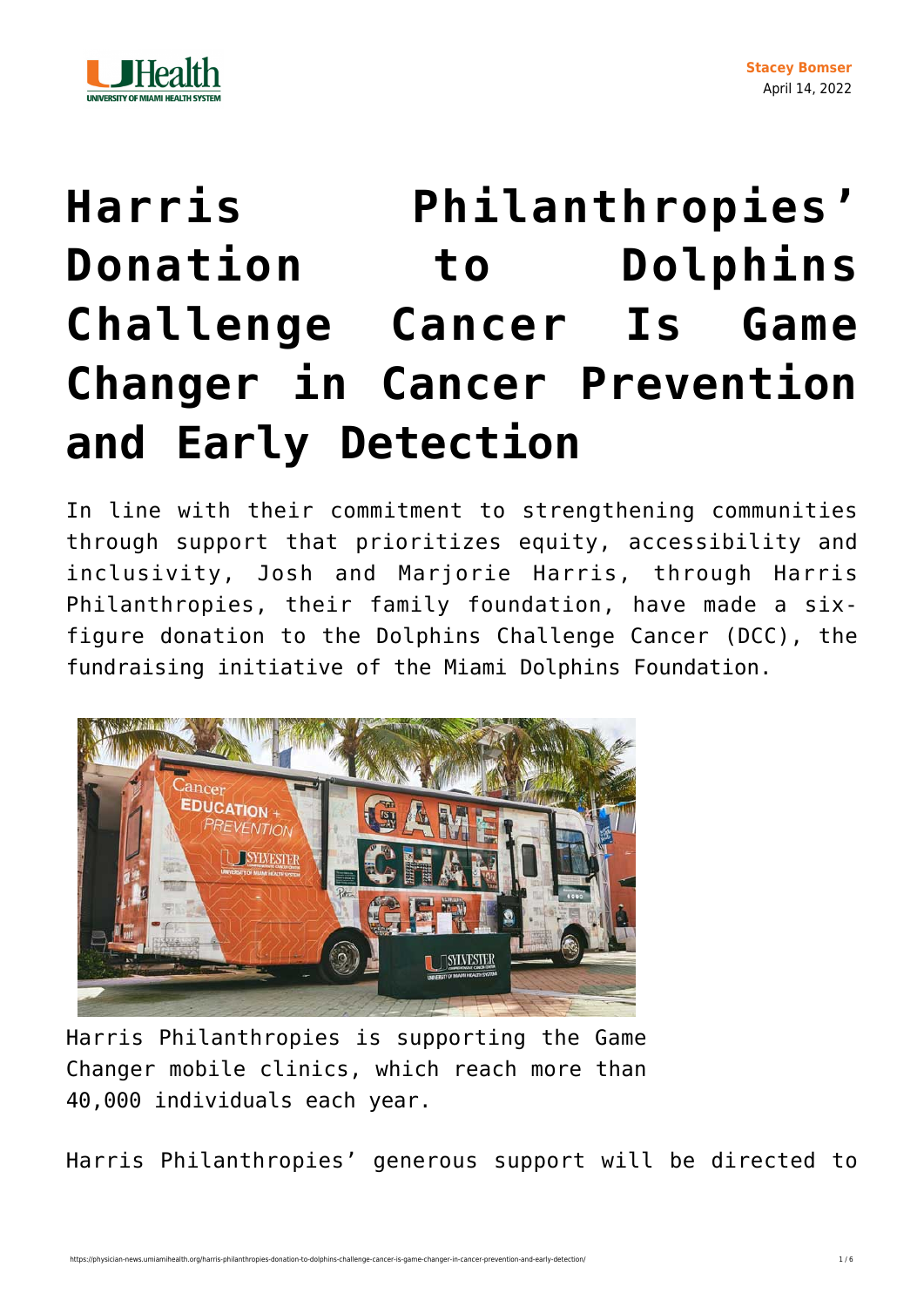Stacey Bomser
April 14, 2022

# Harris Philanthropies' Donation to Dolphins Challenge Cancer Is Game Changer in Cancer Prevention and Early Detection

In line with their commitment to strengthening communities through support that prioritizes equity, accessibility and inclusivity, Josh and Marjorie Harris, through Harris Philanthropies, their family foundation, have made a six-figure donation to the Dolphins Challenge Cancer (DCC), the fundraising initiative of the Miami Dolphins Foundation.

Harris Philanthropies is supporting the Game Changer mobile clinics, which reach more than 40,000 individuals each year.

Harris Philanthropies' generous support will be directed to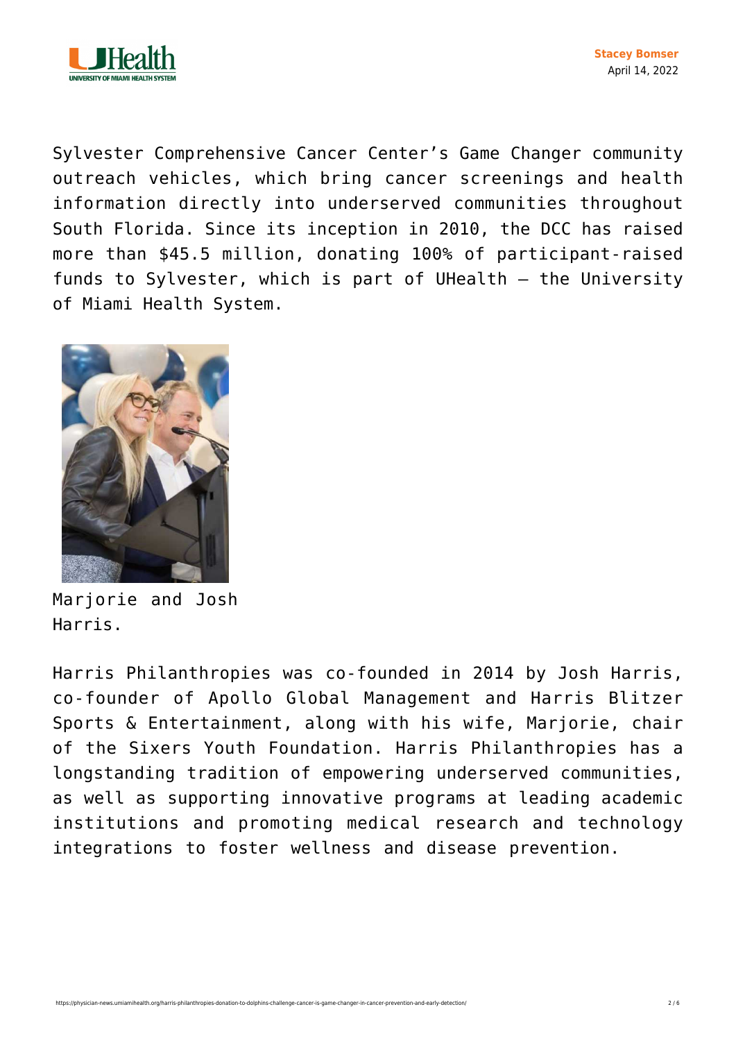Sylvester Comprehensive Cancer Center's Game Changer community outreach vehicles, which bring cancer screenings and health information directly into underserved communities throughout South Florida. Since its inception in 2010, the DCC has raised more than $45.5 million, donating 100% of participant-raised funds to Sylvester, which is part of UHealth – the University of Miami Health System.

Marjorie and Josh Harris.

Harris Philanthropies was co-founded in 2014 by Josh Harris, co-founder of Apollo Global Management and Harris Blitzer Sports & Entertainment, along with his wife, Marjorie, chair of the Sixers Youth Foundation. Harris Philanthropies has a longstanding tradition of empowering underserved communities, as well as supporting innovative programs at leading academic institutions and promoting medical research and technology integrations to foster wellness and disease prevention.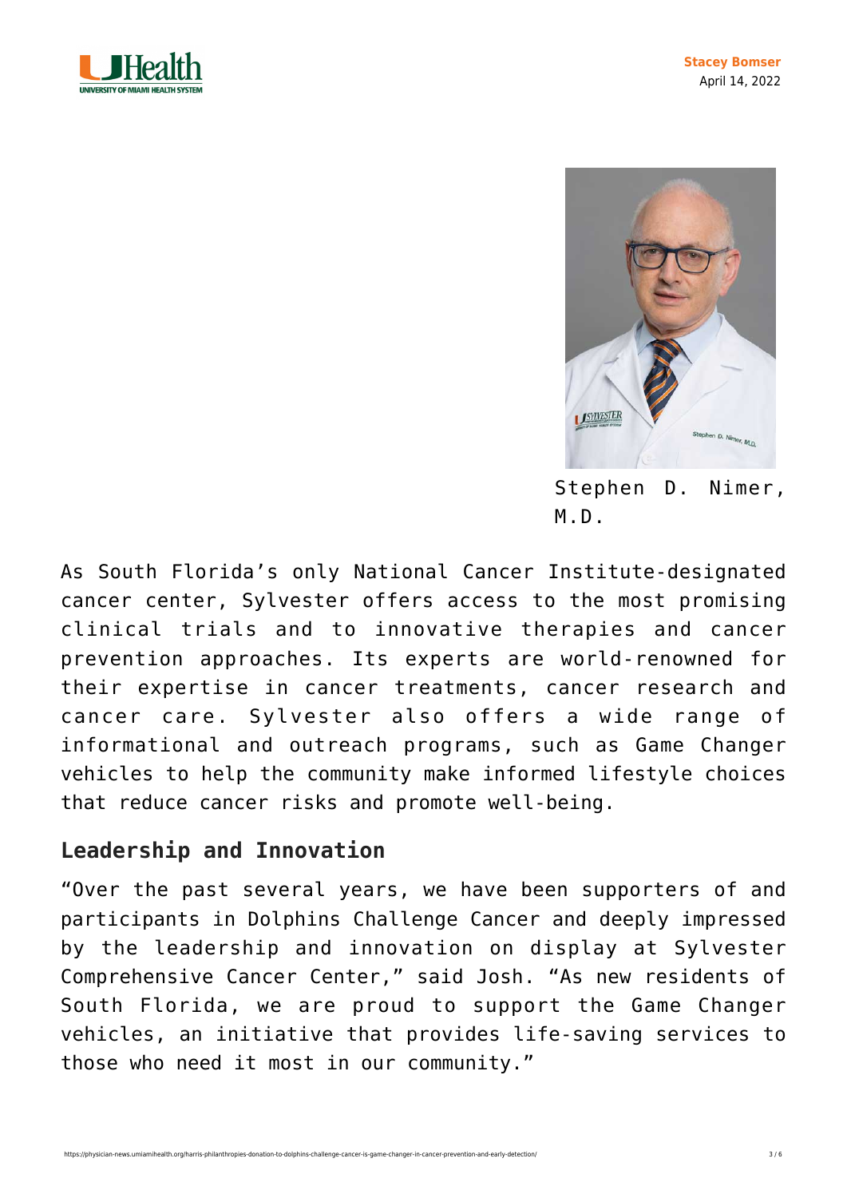Stephen D. Nimer, M.D.

As South Florida's only National Cancer Institute-designated cancer center, Sylvester offers access to the most promising clinical trials and to innovative therapies and cancer prevention approaches. Its experts are world-renowned for their expertise in cancer treatments, cancer research and cancer care. Sylvester also offers a wide range of informational and outreach programs, such as Game Changer vehicles to help the community make informed lifestyle choices that reduce cancer risks and promote well-being.

## Leadership and Innovation

"Over the past several years, we have been supporters of and participants in Dolphins Challenge Cancer and deeply impressed by the leadership and innovation on display at Sylvester Comprehensive Cancer Center," said Josh. "As new residents of South Florida, we are proud to support the Game Changer vehicles, an initiative that provides life-saving services to those who need it most in our community."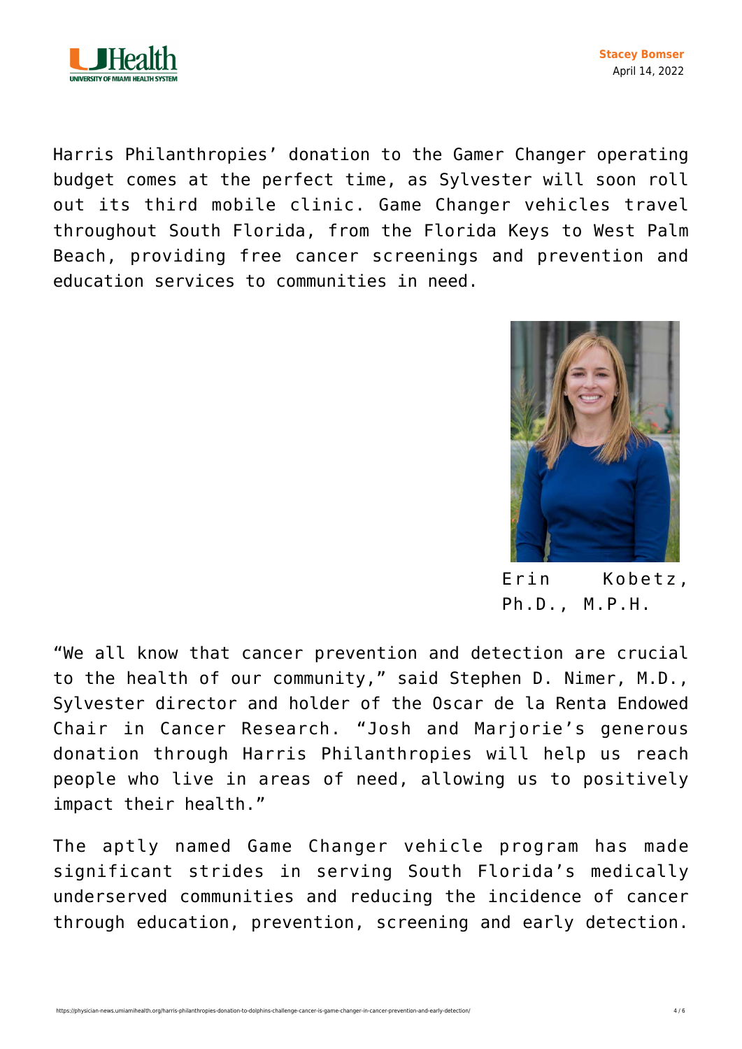Harris Philanthropies' donation to the Gamer Changer operating budget comes at the perfect time, as Sylvester will soon roll out its third mobile clinic. Game Changer vehicles travel throughout South Florida, from the Florida Keys to West Palm Beach, providing free cancer screenings and prevention and education services to communities in need.

Erin Kobetz, Ph.D., M.P.H.

"We all know that cancer prevention and detection are crucial to the health of our community," said Stephen D. Nimer, M.D., Sylvester director and holder of the Oscar de la Renta Endowed Chair in Cancer Research. "Josh and Marjorie's generous donation through Harris Philanthropies will help us reach people who live in areas of need, allowing us to positively impact their health."

The aptly named Game Changer vehicle program has made significant strides in serving South Florida's medically underserved communities and reducing the incidence of cancer through education, prevention, screening and early detection.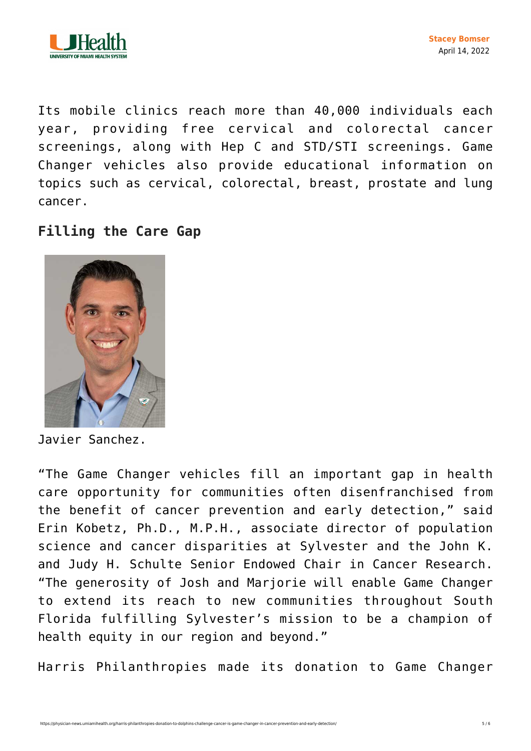Its mobile clinics reach more than 40,000 individuals each year, providing free cervical and colorectal cancer screenings, along with Hep C and STD/STI screenings. Game Changer vehicles also provide educational information on topics such as cervical, colorectal, breast, prostate and lung cancer.

## Filling the Care Gap

Javier Sanchez.

"The Game Changer vehicles fill an important gap in health care opportunity for communities often disenfranchised from the benefit of cancer prevention and early detection," said Erin Kobetz, Ph.D., M.P.H., associate director of population science and cancer disparities at Sylvester and the John K. and Judy H. Schulte Senior Endowed Chair in Cancer Research. "The generosity of Josh and Marjorie will enable Game Changer to extend its reach to new communities throughout South Florida fulfilling Sylvester's mission to be a champion of health equity in our region and beyond."

Harris Philanthropies made its donation to Game Changer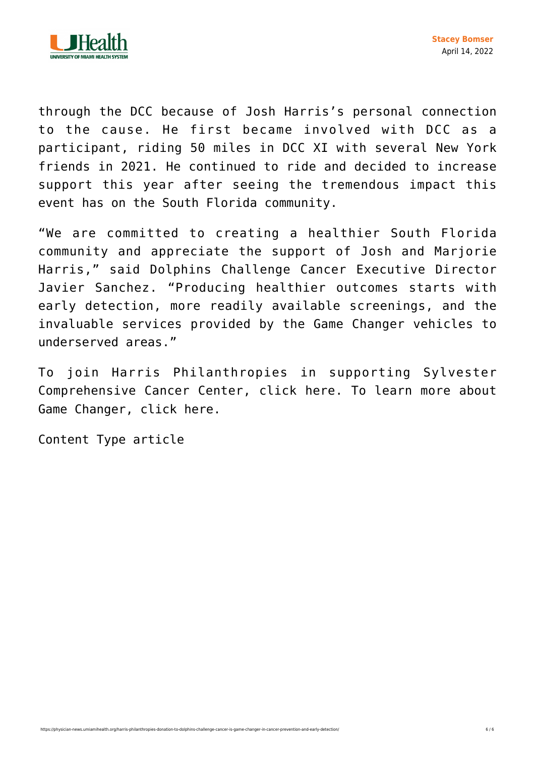through the DCC because of Josh Harris's personal connection to the cause. He first became involved with DCC as a participant, riding 50 miles in DCC XI with several New York friends in 2021. He continued to ride and decided to increase support this year after seeing the tremendous impact this event has on the South Florida community.

"We are committed to creating a healthier South Florida community and appreciate the support of Josh and Marjorie Harris," said Dolphins Challenge Cancer Executive Director Javier Sanchez. "Producing healthier outcomes starts with early detection, more readily available screenings, and the invaluable services provided by the Game Changer vehicles to underserved areas."

To join Harris Philanthropies in supporting Sylvester Comprehensive Cancer Center, click here. To learn more about Game Changer, click here.

Content Type article